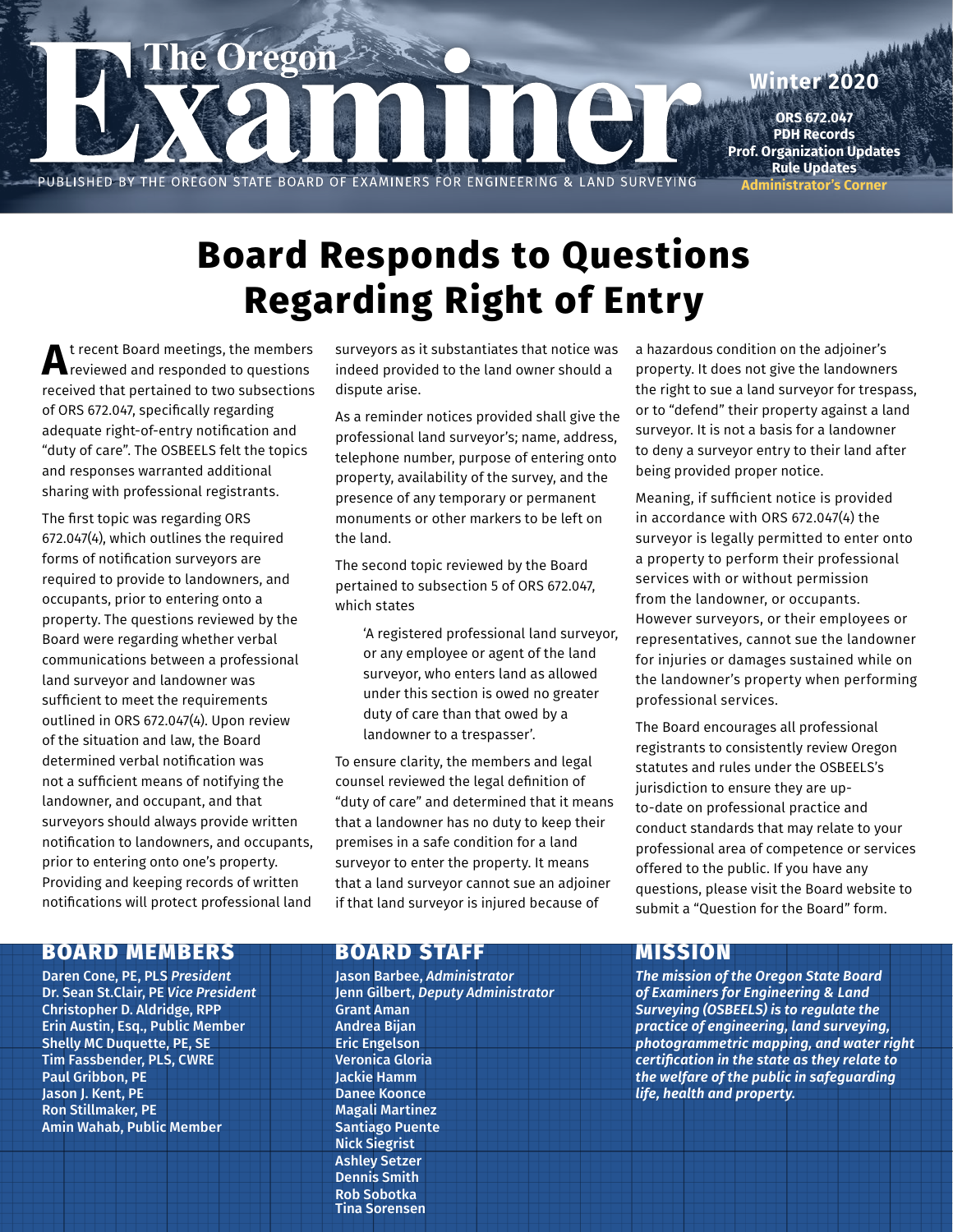# The Oregon Examiner

PUBLISHED BY THE OREGON STATE BOARD OF EXAMINERS FOR ENGINEERING & LAND SURVEYING

**Winter 2020**

**ORS 672.047**
**PDH Records**
**Prof. Organization Updates**
**Rule Updates**
**Administrator's Corner**

# Board Responds to Questions Regarding Right of Entry

At recent Board meetings, the members reviewed and responded to questions received that pertained to two subsections of ORS 672.047, specifically regarding adequate right-of-entry notification and "duty of care". The OSBEELS felt the topics and responses warranted additional sharing with professional registrants.

The first topic was regarding ORS 672.047(4), which outlines the required forms of notification surveyors are required to provide to landowners, and occupants, prior to entering onto a property. The questions reviewed by the Board were regarding whether verbal communications between a professional land surveyor and landowner was sufficient to meet the requirements outlined in ORS 672.047(4). Upon review of the situation and law, the Board determined verbal notification was not a sufficient means of notifying the landowner, and occupant, and that surveyors should always provide written notification to landowners, and occupants, prior to entering onto one's property. Providing and keeping records of written notifications will protect professional land surveyors as it substantiates that notice was indeed provided to the land owner should a dispute arise.

As a reminder notices provided shall give the professional land surveyor's; name, address, telephone number, purpose of entering onto property, availability of the survey, and the presence of any temporary or permanent monuments or other markers to be left on the land.

The second topic reviewed by the Board pertained to subsection 5 of ORS 672.047, which states

> 'A registered professional land surveyor, or any employee or agent of the land surveyor, who enters land as allowed under this section is owed no greater duty of care than that owed by a landowner to a trespasser'.

To ensure clarity, the members and legal counsel reviewed the legal definition of "duty of care" and determined that it means that a landowner has no duty to keep their premises in a safe condition for a land surveyor to enter the property. It means that a land surveyor cannot sue an adjoiner if that land surveyor is injured because of a hazardous condition on the adjoiner's property. It does not give the landowners the right to sue a land surveyor for trespass, or to "defend" their property against a land surveyor. It is not a basis for a landowner to deny a surveyor entry to their land after being provided proper notice.

Meaning, if sufficient notice is provided in accordance with ORS 672.047(4) the surveyor is legally permitted to enter onto a property to perform their professional services with or without permission from the landowner, or occupants. However surveyors, or their employees or representatives, cannot sue the landowner for injuries or damages sustained while on the landowner's property when performing professional services.

The Board encourages all professional registrants to consistently review Oregon statutes and rules under the OSBEELS's jurisdiction to ensure they are up-to-date on professional practice and conduct standards that may relate to your professional area of competence or services offered to the public. If you have any questions, please visit the Board website to submit a "Question for the Board" form.

## BOARD MEMBERS

**Daren Cone, PE, PLS *President***
**Dr. Sean St.Clair, PE *Vice President***
**Christopher D. Aldridge, RPP**
**Erin Austin, Esq., Public Member**
**Shelly MC Duquette, PE, SE**
**Tim Fassbender, PLS, CWRE**
**Paul Gribbon, PE**
**Jason J. Kent, PE**
**Ron Stillmaker, PE**
**Amin Wahab, Public Member**

## BOARD STAFF

**Jason Barbee, *Administrator***
**Jenn Gilbert, *Deputy Administrator***
**Grant Aman**
**Andrea Bijan**
**Eric Engelson**
**Veronica Gloria**
**Jackie Hamm**
**Danee Koonce**
**Magali Martinez**
**Santiago Puente**
**Nick Siegrist**
**Ashley Setzer**
**Dennis Smith**
**Rob Sobotka**
**Tina Sorensen**

## MISSION

***The mission of the Oregon State Board of Examiners for Engineering & Land Surveying (OSBEELS) is to regulate the practice of engineering, land surveying, photogrammetric mapping, and water right certification in the state as they relate to the welfare of the public in safeguarding life, health and property.***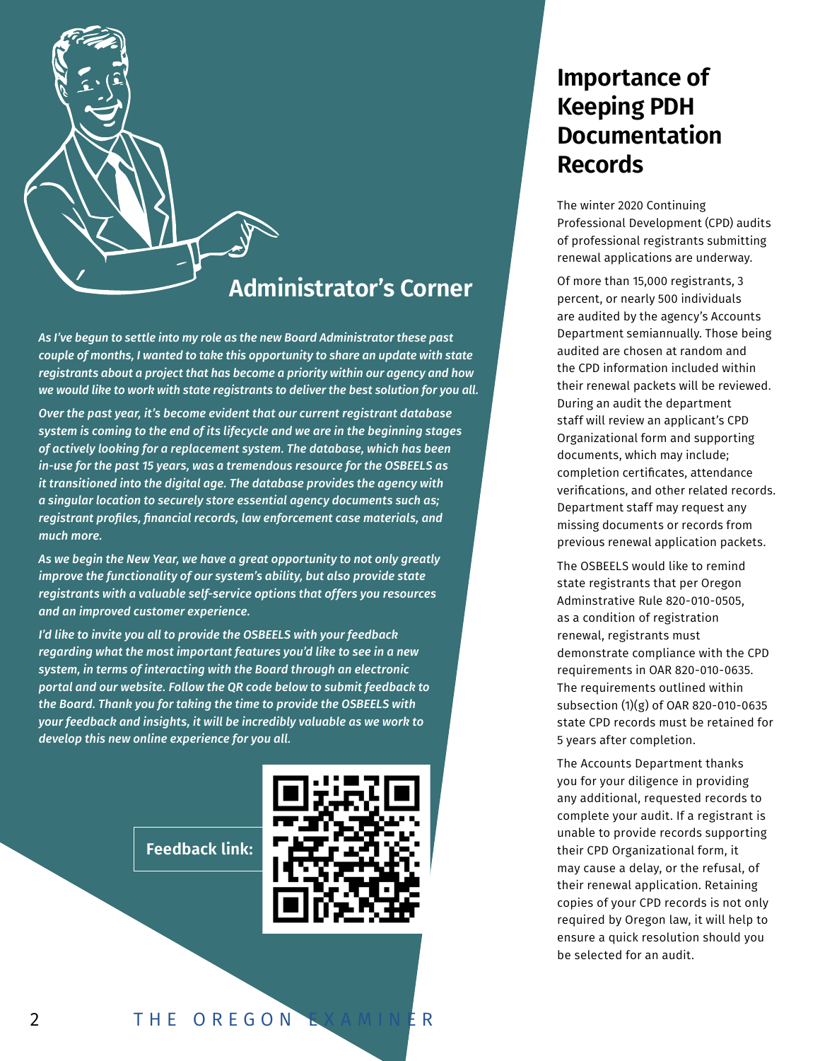## Administrator's Corner

*As I've begun to settle into my role as the new Board Administrator these past couple of months, I wanted to take this opportunity to share an update with state registrants about a project that has become a priority within our agency and how we would like to work with state registrants to deliver the best solution for you all.*

*Over the past year, it's become evident that our current registrant database system is coming to the end of its lifecycle and we are in the beginning stages of actively looking for a replacement system. The database, which has been in-use for the past 15 years, was a tremendous resource for the OSBEELS as it transitioned into the digital age. The database provides the agency with a singular location to securely store essential agency documents such as; registrant profiles, financial records, law enforcement case materials, and much more.*

*As we begin the New Year, we have a great opportunity to not only greatly improve the functionality of our system's ability, but also provide state registrants with a valuable self-service options that offers you resources and an improved customer experience.*

*I'd like to invite you all to provide the OSBEELS with your feedback regarding what the most important features you'd like to see in a new system, in terms of interacting with the Board through an electronic portal and our website. Follow the QR code below to submit feedback to the Board. Thank you for taking the time to provide the OSBEELS with your feedback and insights, it will be incredibly valuable as we work to develop this new online experience for you all.*

**Feedback link:**

## Importance of Keeping PDH Documentation Records

The winter 2020 Continuing Professional Development (CPD) audits of professional registrants submitting renewal applications are underway.

Of more than 15,000 registrants, 3 percent, or nearly 500 individuals are audited by the agency's Accounts Department semiannually. Those being audited are chosen at random and the CPD information included within their renewal packets will be reviewed. During an audit the department staff will review an applicant's CPD Organizational form and supporting documents, which may include; completion certificates, attendance verifications, and other related records. Department staff may request any missing documents or records from previous renewal application packets.

The OSBEELS would like to remind state registrants that per Oregon Adminstrative Rule 820-010-0505, as a condition of registration renewal, registrants must demonstrate compliance with the CPD requirements in OAR 820-010-0635. The requirements outlined within subsection (1)(g) of OAR 820-010-0635 state CPD records must be retained for 5 years after completion.

The Accounts Department thanks you for your diligence in providing any additional, requested records to complete your audit. If a registrant is unable to provide records supporting their CPD Organizational form, it may cause a delay, or the refusal, of their renewal application. Retaining copies of your CPD records is not only required by Oregon law, it will help to ensure a quick resolution should you be selected for an audit.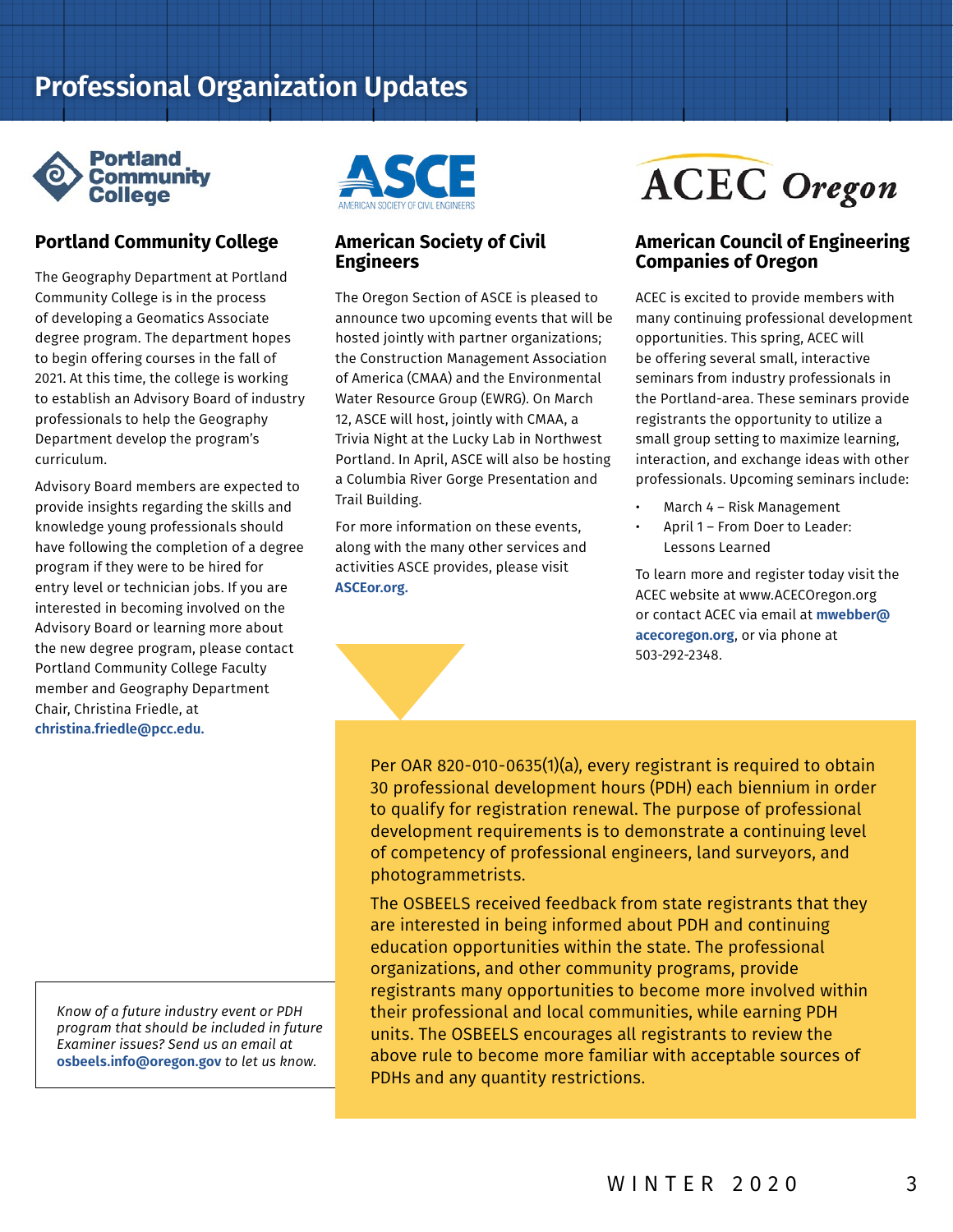# Professional Organization Updates

## Portland Community College

The Geography Department at Portland Community College is in the process of developing a Geomatics Associate degree program. The department hopes to begin offering courses in the fall of 2021. At this time, the college is working to establish an Advisory Board of industry professionals to help the Geography Department develop the program's curriculum.

Advisory Board members are expected to provide insights regarding the skills and knowledge young professionals should have following the completion of a degree program if they were to be hired for entry level or technician jobs. If you are interested in becoming involved on the Advisory Board or learning more about the new degree program, please contact Portland Community College Faculty member and Geography Department Chair, Christina Friedle, at **christina.friedle@pcc.edu.**

## American Society of Civil Engineers

The Oregon Section of ASCE is pleased to announce two upcoming events that will be hosted jointly with partner organizations; the Construction Management Association of America (CMAA) and the Environmental Water Resource Group (EWRG). On March 12, ASCE will host, jointly with CMAA, a Trivia Night at the Lucky Lab in Northwest Portland. In April, ASCE will also be hosting a Columbia River Gorge Presentation and Trail Building.

For more information on these events, along with the many other services and activities ASCE provides, please visit **ASCEor.org.**

## American Council of Engineering Companies of Oregon

ACEC is excited to provide members with many continuing professional development opportunities. This spring, ACEC will be offering several small, interactive seminars from industry professionals in the Portland-area. These seminars provide registrants the opportunity to utilize a small group setting to maximize learning, interaction, and exchange ideas with other professionals. Upcoming seminars include:

- March 4 – Risk Management
- April 1 – From Doer to Leader: Lessons Learned

To learn more and register today visit the ACEC website at www.ACECOregon.org or contact ACEC via email at **mwebber@acecoregon.org**, or via phone at 503-292-2348.

*Know of a future industry event or PDH program that should be included in future Examiner issues? Send us an email at* **osbeels.info@oregon.gov** *to let us know.*

Per OAR 820-010-0635(1)(a), every registrant is required to obtain 30 professional development hours (PDH) each biennium in order to qualify for registration renewal. The purpose of professional development requirements is to demonstrate a continuing level of competency of professional engineers, land surveyors, and photogrammetrists.

The OSBEELS received feedback from state registrants that they are interested in being informed about PDH and continuing education opportunities within the state. The professional organizations, and other community programs, provide registrants many opportunities to become more involved within their professional and local communities, while earning PDH units. The OSBEELS encourages all registrants to review the above rule to become more familiar with acceptable sources of PDHs and any quantity restrictions.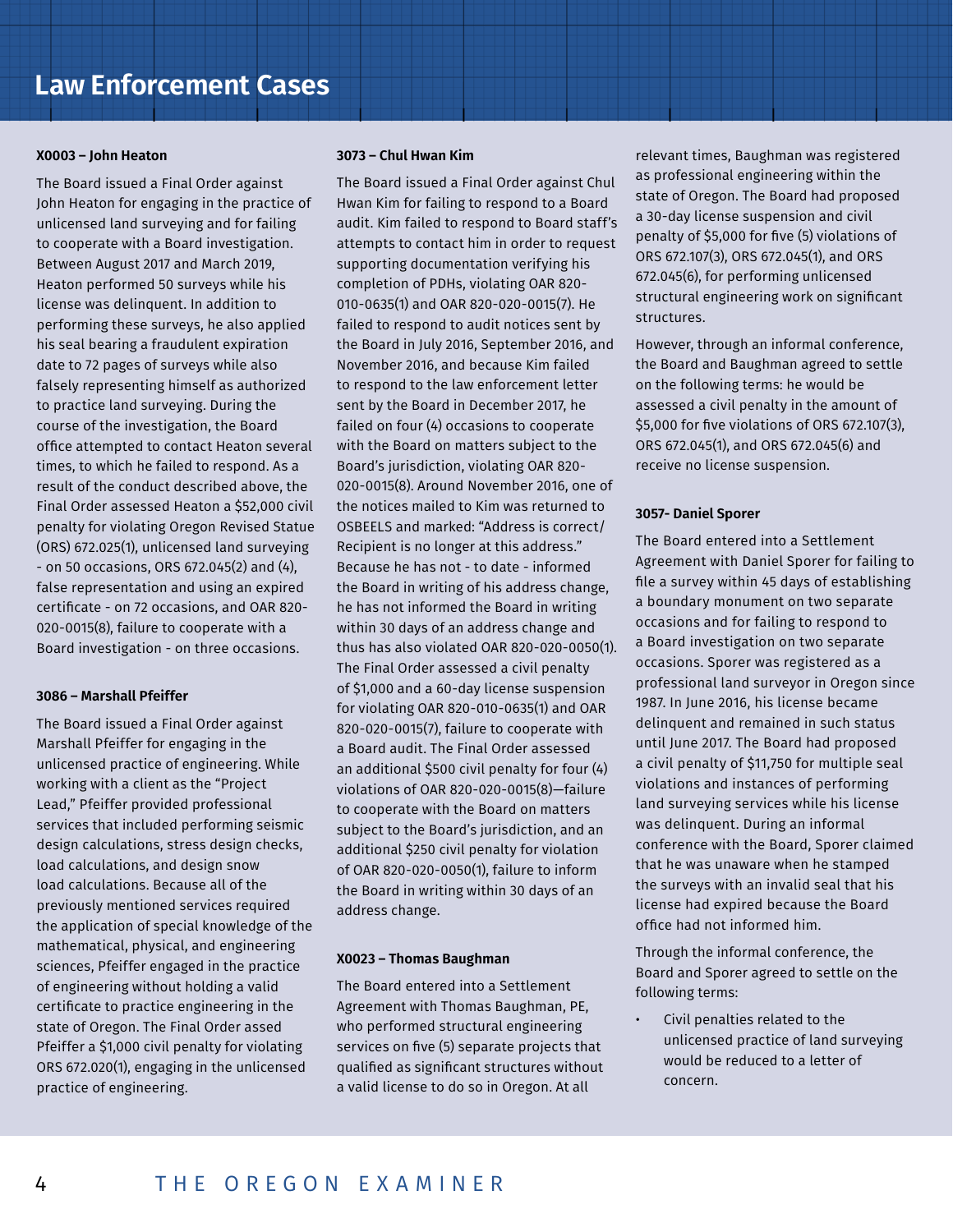# Law Enforcement Cases

### X0003 – John Heaton

The Board issued a Final Order against John Heaton for engaging in the practice of unlicensed land surveying and for failing to cooperate with a Board investigation. Between August 2017 and March 2019, Heaton performed 50 surveys while his license was delinquent. In addition to performing these surveys, he also applied his seal bearing a fraudulent expiration date to 72 pages of surveys while also falsely representing himself as authorized to practice land surveying. During the course of the investigation, the Board office attempted to contact Heaton several times, to which he failed to respond. As a result of the conduct described above, the Final Order assessed Heaton a $52,000 civil penalty for violating Oregon Revised Statue (ORS) 672.025(1), unlicensed land surveying - on 50 occasions, ORS 672.045(2) and (4), false representation and using an expired certificate - on 72 occasions, and OAR 820-020-0015(8), failure to cooperate with a Board investigation - on three occasions.

### 3086 – Marshall Pfeiffer

The Board issued a Final Order against Marshall Pfeiffer for engaging in the unlicensed practice of engineering. While working with a client as the "Project Lead," Pfeiffer provided professional services that included performing seismic design calculations, stress design checks, load calculations, and design snow load calculations. Because all of the previously mentioned services required the application of special knowledge of the mathematical, physical, and engineering sciences, Pfeiffer engaged in the practice of engineering without holding a valid certificate to practice engineering in the state of Oregon. The Final Order assed Pfeiffer a $1,000 civil penalty for violating ORS 672.020(1), engaging in the unlicensed practice of engineering.

### 3073 – Chul Hwan Kim

The Board issued a Final Order against Chul Hwan Kim for failing to respond to a Board audit. Kim failed to respond to Board staff's attempts to contact him in order to request supporting documentation verifying his completion of PDHs, violating OAR 820-010-0635(1) and OAR 820-020-0015(7). He failed to respond to audit notices sent by the Board in July 2016, September 2016, and November 2016, and because Kim failed to respond to the law enforcement letter sent by the Board in December 2017, he failed on four (4) occasions to cooperate with the Board on matters subject to the Board's jurisdiction, violating OAR 820-020-0015(8). Around November 2016, one of the notices mailed to Kim was returned to OSBEELS and marked: "Address is correct/ Recipient is no longer at this address." Because he has not - to date - informed the Board in writing of his address change, he has not informed the Board in writing within 30 days of an address change and thus has also violated OAR 820-020-0050(1). The Final Order assessed a civil penalty of $1,000 and a 60-day license suspension for violating OAR 820-010-0635(1) and OAR 820-020-0015(7), failure to cooperate with a Board audit. The Final Order assessed an additional $500 civil penalty for four (4) violations of OAR 820-020-0015(8)—failure to cooperate with the Board on matters subject to the Board's jurisdiction, and an additional $250 civil penalty for violation of OAR 820-020-0050(1), failure to inform the Board in writing within 30 days of an address change.

### X0023 – Thomas Baughman

The Board entered into a Settlement Agreement with Thomas Baughman, PE, who performed structural engineering services on five (5) separate projects that qualified as significant structures without a valid license to do so in Oregon. At all relevant times, Baughman was registered as professional engineering within the state of Oregon. The Board had proposed a 30-day license suspension and civil penalty of $5,000 for five (5) violations of ORS 672.107(3), ORS 672.045(1), and ORS 672.045(6), for performing unlicensed structural engineering work on significant structures.

However, through an informal conference, the Board and Baughman agreed to settle on the following terms: he would be assessed a civil penalty in the amount of $5,000 for five violations of ORS 672.107(3), ORS 672.045(1), and ORS 672.045(6) and receive no license suspension.

### 3057- Daniel Sporer

The Board entered into a Settlement Agreement with Daniel Sporer for failing to file a survey within 45 days of establishing a boundary monument on two separate occasions and for failing to respond to a Board investigation on two separate occasions. Sporer was registered as a professional land surveyor in Oregon since 1987. In June 2016, his license became delinquent and remained in such status until June 2017. The Board had proposed a civil penalty of $11,750 for multiple seal violations and instances of performing land surveying services while his license was delinquent. During an informal conference with the Board, Sporer claimed that he was unaware when he stamped the surveys with an invalid seal that his license had expired because the Board office had not informed him.

Through the informal conference, the Board and Sporer agreed to settle on the following terms:

- Civil penalties related to the unlicensed practice of land surveying would be reduced to a letter of concern.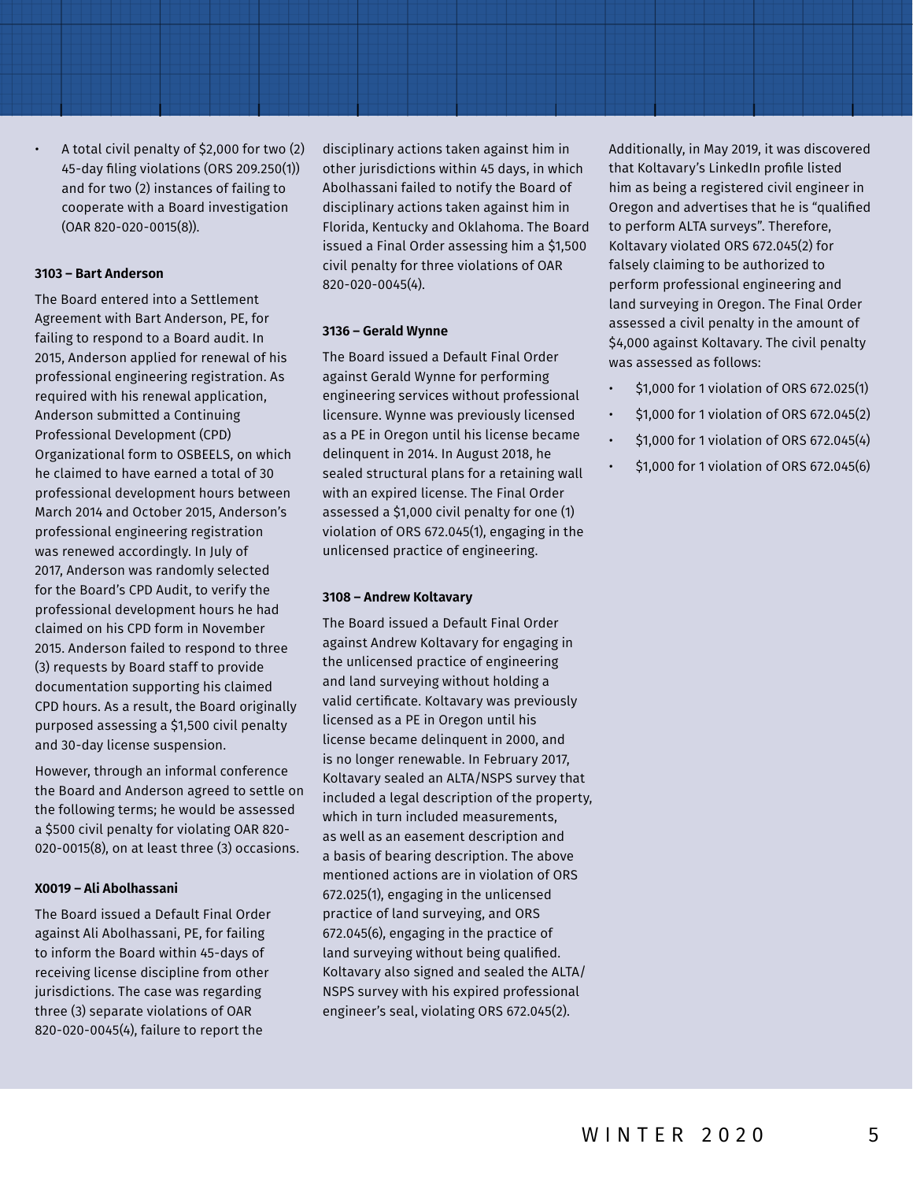- A total civil penalty of $2,000 for two (2) 45-day filing violations (ORS 209.250(1)) and for two (2) instances of failing to cooperate with a Board investigation (OAR 820-020-0015(8)).

**3103 – Bart Anderson**

The Board entered into a Settlement Agreement with Bart Anderson, PE, for failing to respond to a Board audit. In 2015, Anderson applied for renewal of his professional engineering registration. As required with his renewal application, Anderson submitted a Continuing Professional Development (CPD) Organizational form to OSBEELS, on which he claimed to have earned a total of 30 professional development hours between March 2014 and October 2015, Anderson's professional engineering registration was renewed accordingly. In July of 2017, Anderson was randomly selected for the Board's CPD Audit, to verify the professional development hours he had claimed on his CPD form in November 2015. Anderson failed to respond to three (3) requests by Board staff to provide documentation supporting his claimed CPD hours. As a result, the Board originally purposed assessing a $1,500 civil penalty and 30-day license suspension.

However, through an informal conference the Board and Anderson agreed to settle on the following terms; he would be assessed a $500 civil penalty for violating OAR 820-020-0015(8), on at least three (3) occasions.

**X0019 – Ali Abolhassani**

The Board issued a Default Final Order against Ali Abolhassani, PE, for failing to inform the Board within 45-days of receiving license discipline from other jurisdictions. The case was regarding three (3) separate violations of OAR 820-020-0045(4), failure to report the disciplinary actions taken against him in other jurisdictions within 45 days, in which Abolhassani failed to notify the Board of disciplinary actions taken against him in Florida, Kentucky and Oklahoma. The Board issued a Final Order assessing him a $1,500 civil penalty for three violations of OAR 820-020-0045(4).

**3136 – Gerald Wynne**

The Board issued a Default Final Order against Gerald Wynne for performing engineering services without professional licensure. Wynne was previously licensed as a PE in Oregon until his license became delinquent in 2014. In August 2018, he sealed structural plans for a retaining wall with an expired license. The Final Order assessed a $1,000 civil penalty for one (1) violation of ORS 672.045(1), engaging in the unlicensed practice of engineering.

**3108 – Andrew Koltavary**

The Board issued a Default Final Order against Andrew Koltavary for engaging in the unlicensed practice of engineering and land surveying without holding a valid certificate. Koltavary was previously licensed as a PE in Oregon until his license became delinquent in 2000, and is no longer renewable. In February 2017, Koltavary sealed an ALTA/NSPS survey that included a legal description of the property, which in turn included measurements, as well as an easement description and a basis of bearing description. The above mentioned actions are in violation of ORS 672.025(1), engaging in the unlicensed practice of land surveying, and ORS 672.045(6), engaging in the practice of land surveying without being qualified. Koltavary also signed and sealed the ALTA/NSPS survey with his expired professional engineer's seal, violating ORS 672.045(2).

Additionally, in May 2019, it was discovered that Koltavary's LinkedIn profile listed him as being a registered civil engineer in Oregon and advertises that he is "qualified to perform ALTA surveys". Therefore, Koltavary violated ORS 672.045(2) for falsely claiming to be authorized to perform professional engineering and land surveying in Oregon. The Final Order assessed a civil penalty in the amount of $4,000 against Koltavary. The civil penalty was assessed as follows:

- $1,000 for 1 violation of ORS 672.025(1)
- $1,000 for 1 violation of ORS 672.045(2)
- $1,000 for 1 violation of ORS 672.045(4)
- $1,000 for 1 violation of ORS 672.045(6)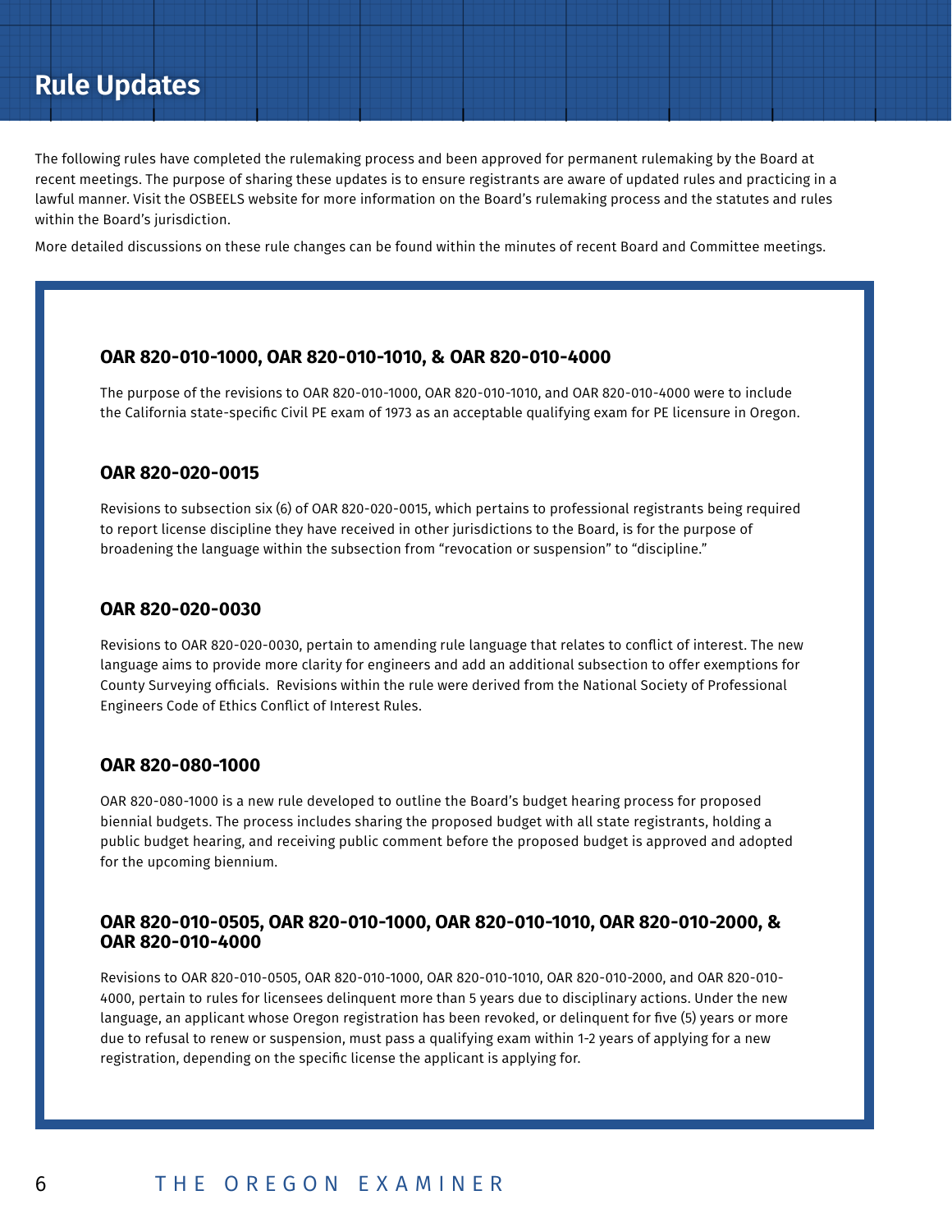# Rule Updates

The following rules have completed the rulemaking process and been approved for permanent rulemaking by the Board at recent meetings. The purpose of sharing these updates is to ensure registrants are aware of updated rules and practicing in a lawful manner. Visit the OSBEELS website for more information on the Board's rulemaking process and the statutes and rules within the Board's jurisdiction.

More detailed discussions on these rule changes can be found within the minutes of recent Board and Committee meetings.

### OAR 820-010-1000, OAR 820-010-1010, & OAR 820-010-4000

The purpose of the revisions to OAR 820-010-1000, OAR 820-010-1010, and OAR 820-010-4000 were to include the California state-specific Civil PE exam of 1973 as an acceptable qualifying exam for PE licensure in Oregon.

### OAR 820-020-0015

Revisions to subsection six (6) of OAR 820-020-0015, which pertains to professional registrants being required to report license discipline they have received in other jurisdictions to the Board, is for the purpose of broadening the language within the subsection from "revocation or suspension" to "discipline."

### OAR 820-020-0030

Revisions to OAR 820-020-0030, pertain to amending rule language that relates to conflict of interest. The new language aims to provide more clarity for engineers and add an additional subsection to offer exemptions for County Surveying officials. Revisions within the rule were derived from the National Society of Professional Engineers Code of Ethics Conflict of Interest Rules.

### OAR 820-080-1000

OAR 820-080-1000 is a new rule developed to outline the Board's budget hearing process for proposed biennial budgets. The process includes sharing the proposed budget with all state registrants, holding a public budget hearing, and receiving public comment before the proposed budget is approved and adopted for the upcoming biennium.

### OAR 820-010-0505, OAR 820-010-1000, OAR 820-010-1010, OAR 820-010-2000, & OAR 820-010-4000

Revisions to OAR 820-010-0505, OAR 820-010-1000, OAR 820-010-1010, OAR 820-010-2000, and OAR 820-010-4000, pertain to rules for licensees delinquent more than 5 years due to disciplinary actions. Under the new language, an applicant whose Oregon registration has been revoked, or delinquent for five (5) years or more due to refusal to renew or suspension, must pass a qualifying exam within 1-2 years of applying for a new registration, depending on the specific license the applicant is applying for.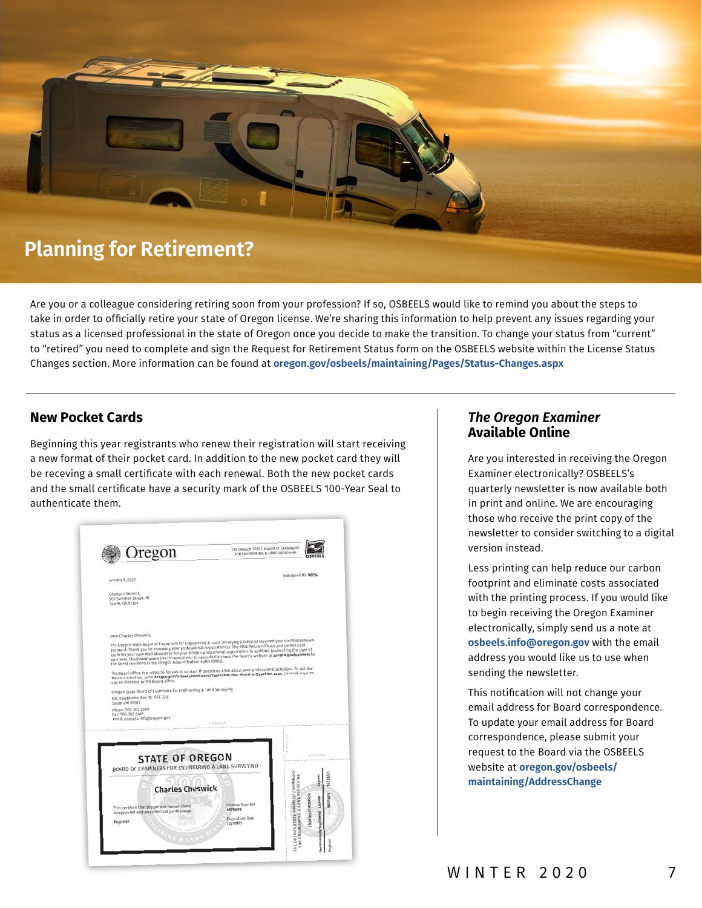## Planning for Retirement?

Are you or a colleague considering retiring soon from your profession? If so, OSBEELS would like to remind you about the steps to take in order to officially retire your state of Oregon license. We're sharing this information to help prevent any issues regarding your status as a licensed professional in the state of Oregon once you decide to make the transition. To change your status from "current" to "retired" you need to complete and sign the Request for Retirement Status form on the OSBEELS website within the License Status Changes section. More information can be found at **oregon.gov/osbeels/maintaining/Pages/Status-Changes.aspx**

## New Pocket Cards

Beginning this year registrants who renew their registration will start receiving a new format of their pocket card. In addition to the new pocket card they will be receving a small certificate with each renewal. Both the new pocket cards and the small certificate have a security mark of the OSBEELS 100-Year Seal to authenticate them.

## *The Oregon Examiner* Available Online

Are you interested in receiving the Oregon Examiner electronically? OSBEELS's quarterly newsletter is now available both in print and online. We are encouraging those who receive the print copy of the newsletter to consider switching to a digital version instead.

Less printing can help reduce our carbon footprint and eliminate costs associated with the printing process. If you would like to begin receiving the Oregon Examiner electronically, simply send us a note at **osbeels.info@oregon.gov** with the email address you would like us to use when sending the newsletter.

This notification will not change your email address for Board correspondence. To update your email address for Board correspondence, please submit your request to the Board via the OSBEELS website at **oregon.gov/osbeels/maintaining/AddressChange**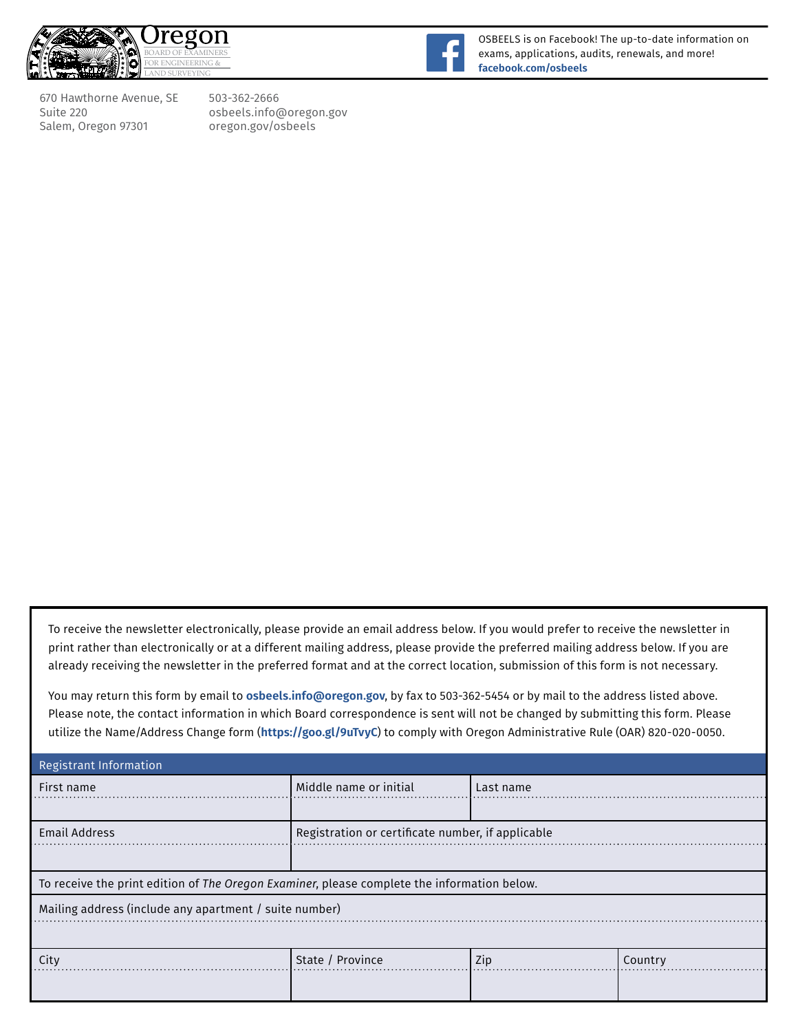Oregon
BOARD OF EXAMINERS FOR ENGINEERING & LAND SURVEYING

OSBEELS is on Facebook! The up-to-date information on exams, applications, audits, renewals, and more!
**facebook.com/osbeels**

670 Hawthorne Avenue, SE
Suite 220
Salem, Oregon 97301

503-362-2666
osbeels.info@oregon.gov
oregon.gov/osbeels

To receive the newsletter electronically, please provide an email address below. If you would prefer to receive the newsletter in print rather than electronically or at a different mailing address, please provide the preferred mailing address below. If you are already receiving the newsletter in the preferred format and at the correct location, submission of this form is not necessary.

You may return this form by email to **osbeels.info@oregon.gov**, by fax to 503-362-5454 or by mail to the address listed above. Please note, the contact information in which Board correspondence is sent will not be changed by submitting this form. Please utilize the Name/Address Change form (**https://goo.gl/9uTvyC**) to comply with Oregon Administrative Rule (OAR) 820-020-0050.

| Registrant Information | | | |
|---|---|---|---|
| First name | Middle name or initial | Last name | |
| Email Address | Registration or certificate number, if applicable | | |
| To receive the print edition of *The Oregon Examiner*, please complete the information below. | | | |
| Mailing address (include any apartment / suite number) | | | |
| City | State / Province | Zip | Country |